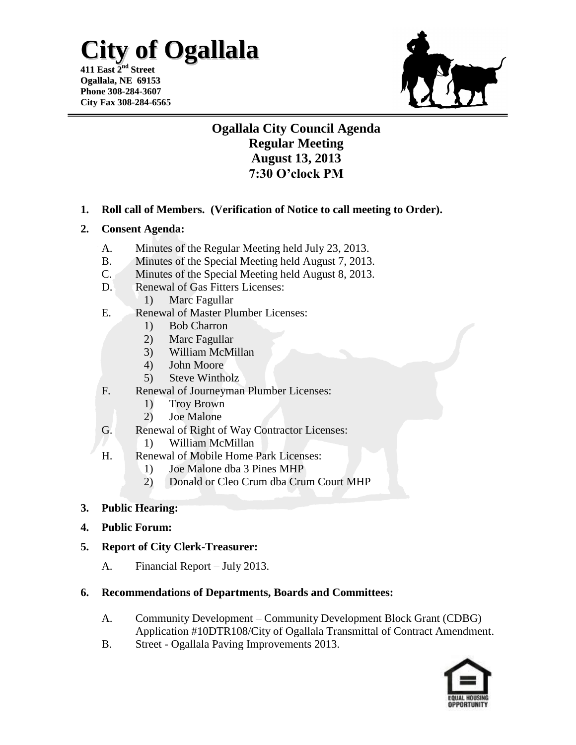# City of Ogallala

**411 East 2nd Street**
**Ogallala, NE 69153**
**Phone 308-284-3607**
**City Fax 308-284-6565**

## Ogallala City Council Agenda
## Regular Meeting
## August 13, 2013
## 7:30 O'clock PM

**1. Roll call of Members. (Verification of Notice to call meeting to Order).**

**2. Consent Agenda:**

A. Minutes of the Regular Meeting held July 23, 2013.
B. Minutes of the Special Meeting held August 7, 2013.
C. Minutes of the Special Meeting held August 8, 2013.
D. Renewal of Gas Fitters Licenses:
   1) Marc Fagullar
E. Renewal of Master Plumber Licenses:
   1) Bob Charron
   2) Marc Fagullar
   3) William McMillan
   4) John Moore
   5) Steve Wintholz
F. Renewal of Journeyman Plumber Licenses:
   1) Troy Brown
   2) Joe Malone
G. Renewal of Right of Way Contractor Licenses:
   1) William McMillan
H. Renewal of Mobile Home Park Licenses:
   1) Joe Malone dba 3 Pines MHP
   2) Donald or Cleo Crum dba Crum Court MHP

**3. Public Hearing:**

**4. Public Forum:**

**5. Report of City Clerk-Treasurer:**

A. Financial Report – July 2013.

**6. Recommendations of Departments, Boards and Committees:**

A. Community Development – Community Development Block Grant (CDBG) Application #10DTR108/City of Ogallala Transmittal of Contract Amendment.
B. Street - Ogallala Paving Improvements 2013.

EQUAL HOUSING OPPORTUNITY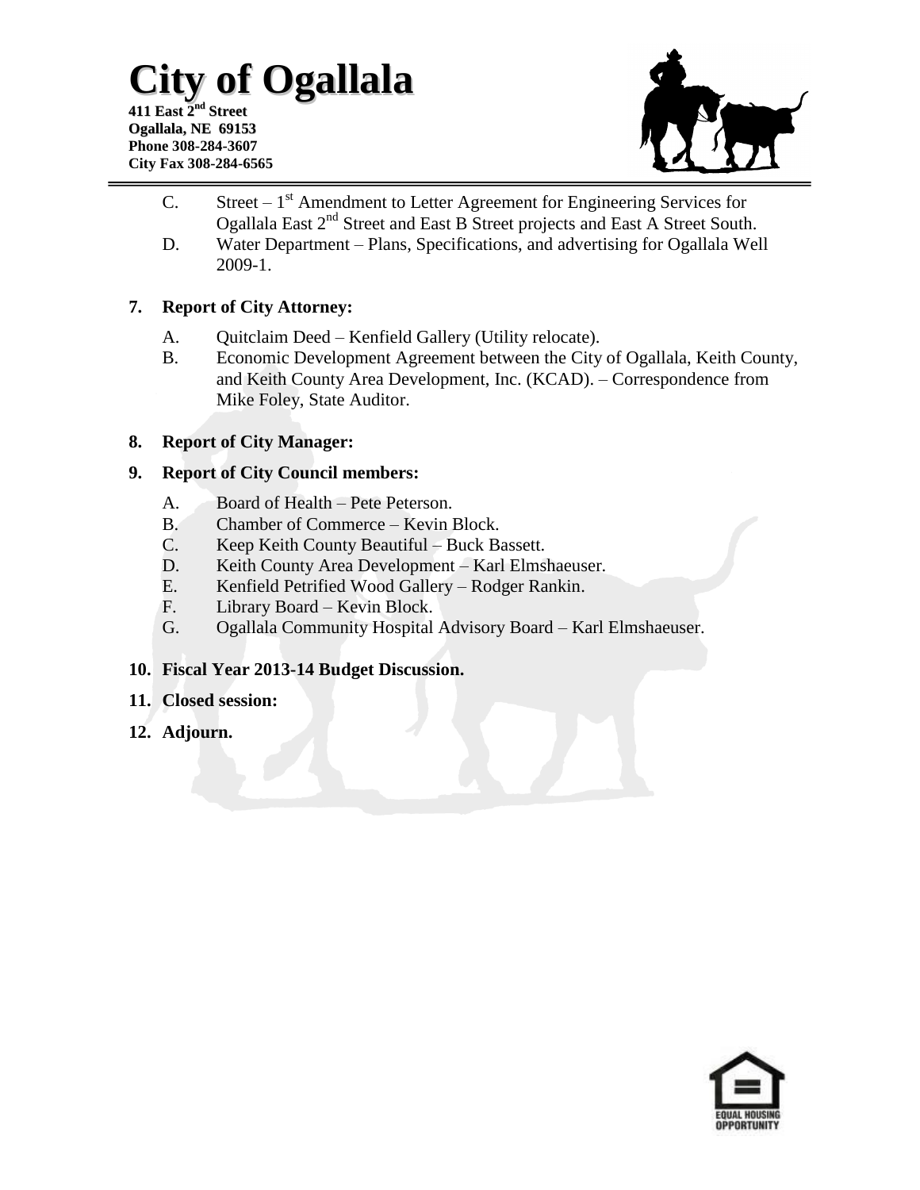# City of Ogallala

**411 East 2nd Street**
**Ogallala, NE 69153**
**Phone 308-284-3607**
**City Fax 308-284-6565**

C. Street – 1st Amendment to Letter Agreement for Engineering Services for Ogallala East 2nd Street and East B Street projects and East A Street South.

D. Water Department – Plans, Specifications, and advertising for Ogallala Well 2009-1.

**7. Report of City Attorney:**

A. Quitclaim Deed – Kenfield Gallery (Utility relocate).

B. Economic Development Agreement between the City of Ogallala, Keith County, and Keith County Area Development, Inc. (KCAD). – Correspondence from Mike Foley, State Auditor.

**8. Report of City Manager:**

**9. Report of City Council members:**

A. Board of Health – Pete Peterson.

B. Chamber of Commerce – Kevin Block.

C. Keep Keith County Beautiful – Buck Bassett.

D. Keith County Area Development – Karl Elmshaeuser.

E. Kenfield Petrified Wood Gallery – Rodger Rankin.

F. Library Board – Kevin Block.

G. Ogallala Community Hospital Advisory Board – Karl Elmshaeuser.

**10. Fiscal Year 2013-14 Budget Discussion.**

**11. Closed session:**

**12. Adjourn.**

EQUAL HOUSING OPPORTUNITY